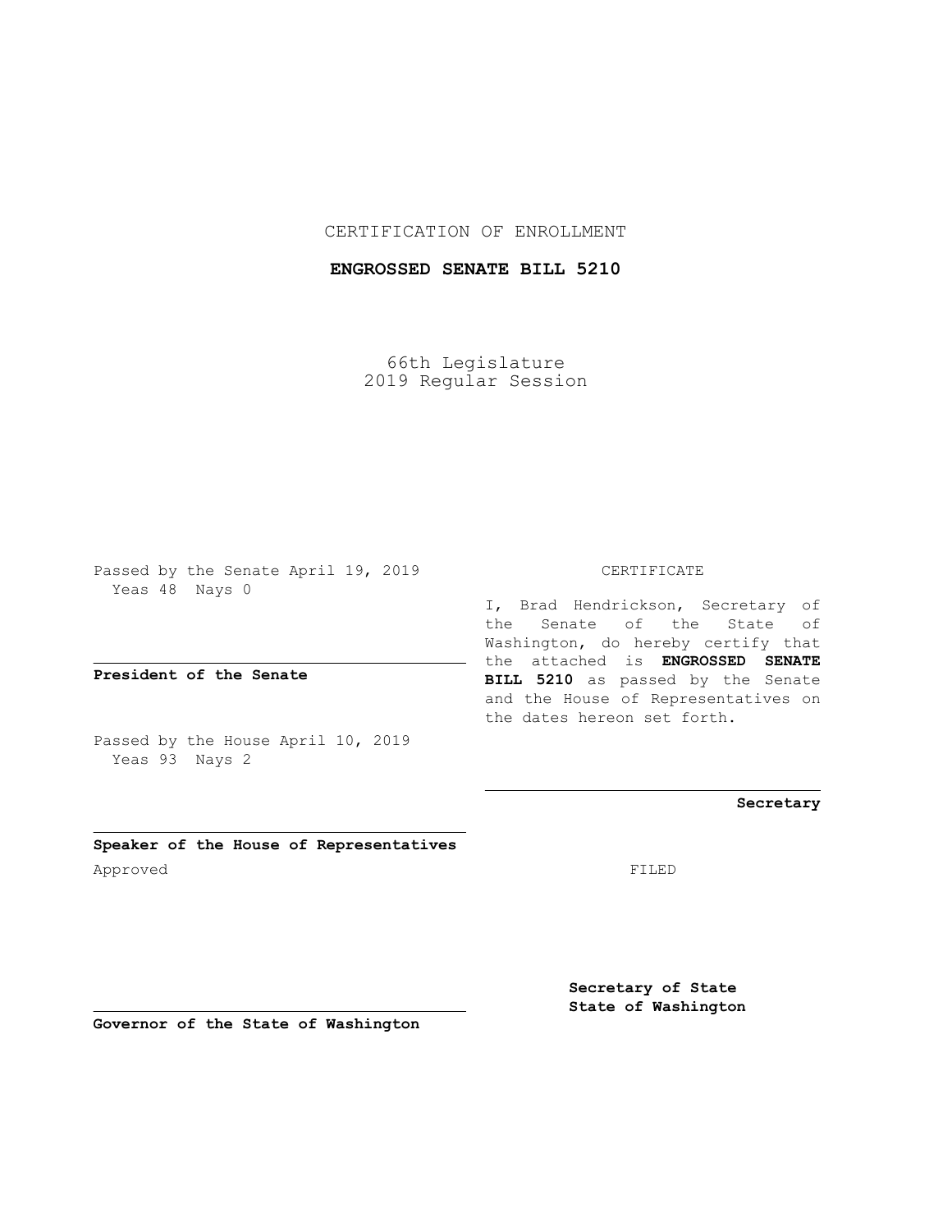CERTIFICATION OF ENROLLMENT

**ENGROSSED SENATE BILL 5210**

66th Legislature
2019 Regular Session

Passed by the Senate April 19, 2019
Yeas 48 Nays 0

**President of the Senate**

Passed by the House April 10, 2019
Yeas 93 Nays 2

**Speaker of the House of Representatives**

Approved

**Governor of the State of Washington**

CERTIFICATE

I, Brad Hendrickson, Secretary of the Senate of the State of Washington, do hereby certify that the attached is **ENGROSSED SENATE BILL 5210** as passed by the Senate and the House of Representatives on the dates hereon set forth.

**Secretary**

FILED

**Secretary of State**
**State of Washington**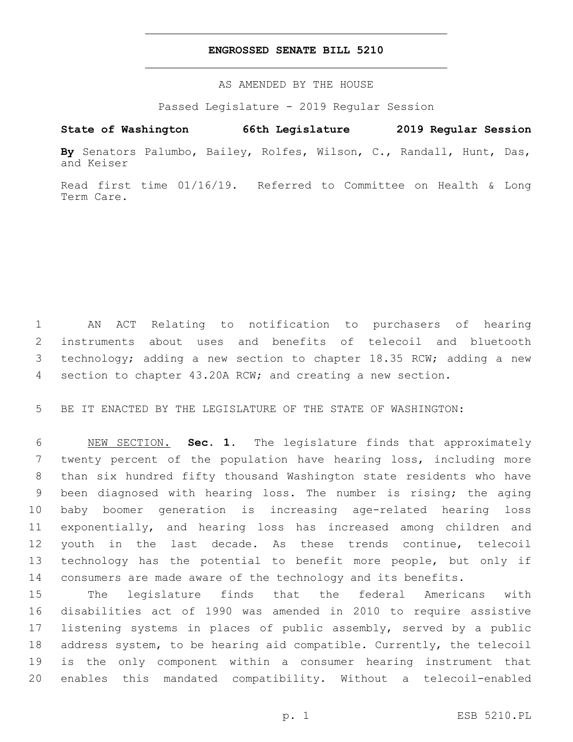**ENGROSSED SENATE BILL 5210**

AS AMENDED BY THE HOUSE

Passed Legislature - 2019 Regular Session

**State of Washington 66th Legislature 2019 Regular Session**

**By** Senators Palumbo, Bailey, Rolfes, Wilson, C., Randall, Hunt, Das, and Keiser

Read first time 01/16/19. Referred to Committee on Health & Long Term Care.

AN ACT Relating to notification to purchasers of hearing instruments about uses and benefits of telecoil and bluetooth technology; adding a new section to chapter 18.35 RCW; adding a new section to chapter 43.20A RCW; and creating a new section.

BE IT ENACTED BY THE LEGISLATURE OF THE STATE OF WASHINGTON:

NEW SECTION. **Sec. 1.** The legislature finds that approximately twenty percent of the population have hearing loss, including more than six hundred fifty thousand Washington state residents who have been diagnosed with hearing loss. The number is rising; the aging baby boomer generation is increasing age-related hearing loss exponentially, and hearing loss has increased among children and youth in the last decade. As these trends continue, telecoil technology has the potential to benefit more people, but only if consumers are made aware of the technology and its benefits.

The legislature finds that the federal Americans with disabilities act of 1990 was amended in 2010 to require assistive listening systems in places of public assembly, served by a public address system, to be hearing aid compatible. Currently, the telecoil is the only component within a consumer hearing instrument that enables this mandated compatibility. Without a telecoil-enabled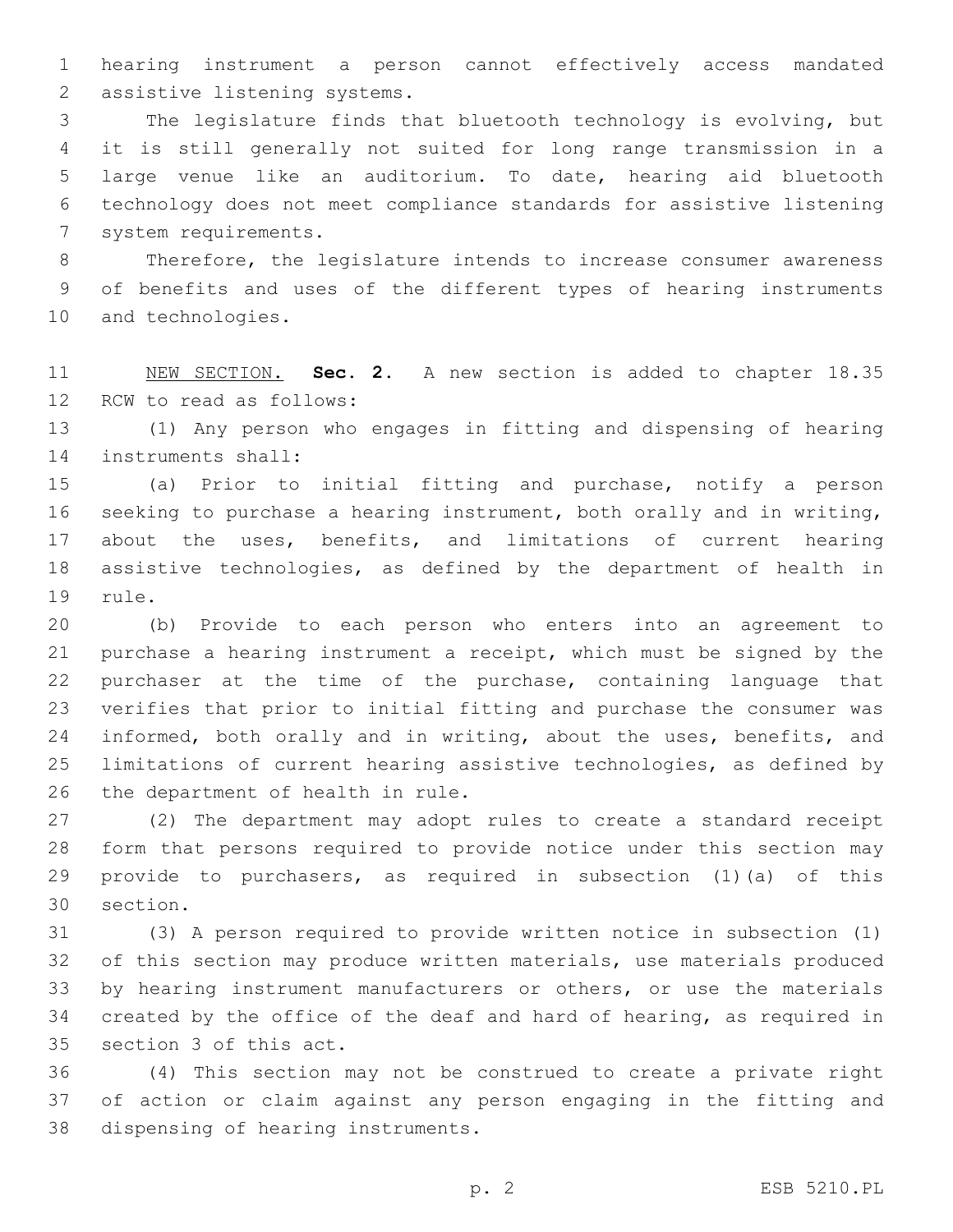hearing instrument a person cannot effectively access mandated assistive listening systems.

The legislature finds that bluetooth technology is evolving, but it is still generally not suited for long range transmission in a large venue like an auditorium. To date, hearing aid bluetooth technology does not meet compliance standards for assistive listening system requirements.

Therefore, the legislature intends to increase consumer awareness of benefits and uses of the different types of hearing instruments and technologies.

NEW SECTION. **Sec. 2.** A new section is added to chapter 18.35 RCW to read as follows:

(1) Any person who engages in fitting and dispensing of hearing instruments shall:

(a) Prior to initial fitting and purchase, notify a person seeking to purchase a hearing instrument, both orally and in writing, about the uses, benefits, and limitations of current hearing assistive technologies, as defined by the department of health in rule.

(b) Provide to each person who enters into an agreement to purchase a hearing instrument a receipt, which must be signed by the purchaser at the time of the purchase, containing language that verifies that prior to initial fitting and purchase the consumer was informed, both orally and in writing, about the uses, benefits, and limitations of current hearing assistive technologies, as defined by the department of health in rule.

(2) The department may adopt rules to create a standard receipt form that persons required to provide notice under this section may provide to purchasers, as required in subsection (1)(a) of this section.

(3) A person required to provide written notice in subsection (1) of this section may produce written materials, use materials produced by hearing instrument manufacturers or others, or use the materials created by the office of the deaf and hard of hearing, as required in section 3 of this act.

(4) This section may not be construed to create a private right of action or claim against any person engaging in the fitting and dispensing of hearing instruments.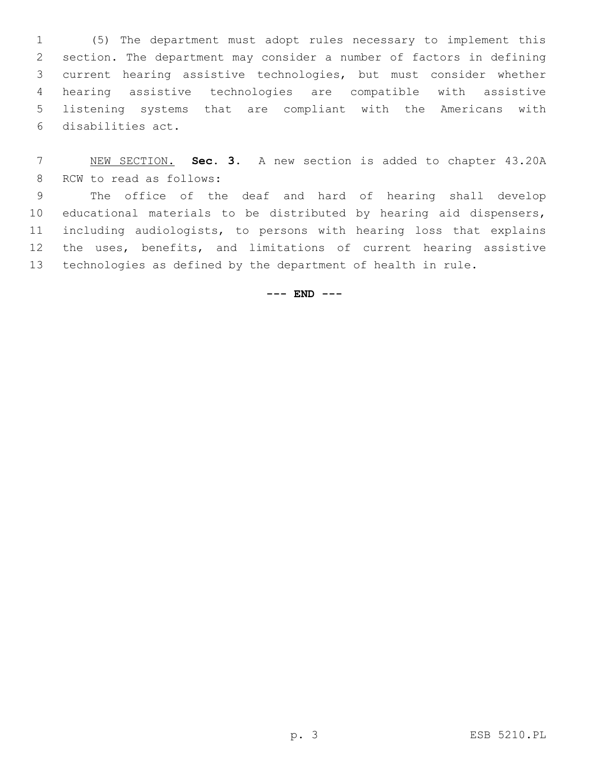(5) The department must adopt rules necessary to implement this section. The department may consider a number of factors in defining current hearing assistive technologies, but must consider whether hearing assistive technologies are compatible with assistive listening systems that are compliant with the Americans with disabilities act.

NEW SECTION. **Sec. 3.** A new section is added to chapter 43.20A RCW to read as follows:

The office of the deaf and hard of hearing shall develop educational materials to be distributed by hearing aid dispensers, including audiologists, to persons with hearing loss that explains the uses, benefits, and limitations of current hearing assistive technologies as defined by the department of health in rule.

**--- END ---**